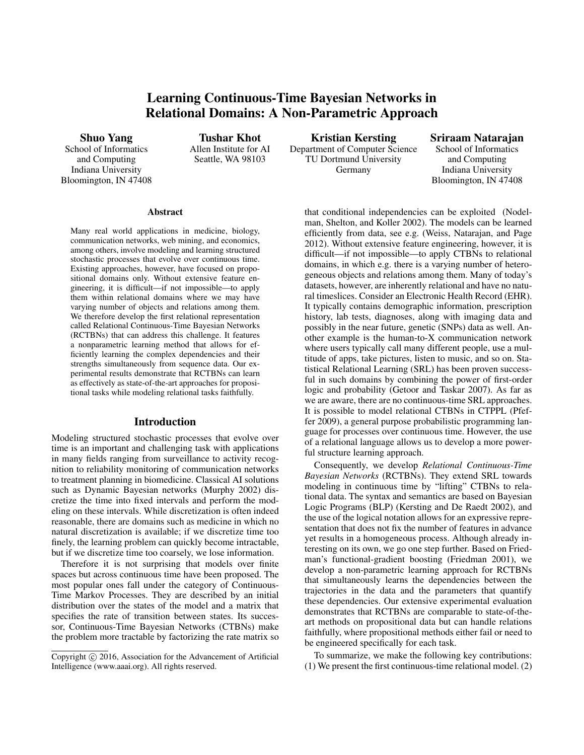# Learning Continuous-Time Bayesian Networks in Relational Domains: A Non-Parametric Approach

**Shuo Yang**
School of Informatics and Computing
Indiana University
Bloomington, IN 47408

**Tushar Khot**
Allen Institute for AI
Seattle, WA 98103

**Kristian Kersting**
Department of Computer Science
TU Dortmund University
Germany

**Sriraam Natarajan**
School of Informatics and Computing
Indiana University
Bloomington, IN 47408

## Abstract

Many real world applications in medicine, biology, communication networks, web mining, and economics, among others, involve modeling and learning structured stochastic processes that evolve over continuous time. Existing approaches, however, have focused on propositional domains only. Without extensive feature engineering, it is difficult—if not impossible—to apply them within relational domains where we may have varying number of objects and relations among them. We therefore develop the first relational representation called Relational Continuous-Time Bayesian Networks (RCTBNs) that can address this challenge. It features a nonparametric learning method that allows for efficiently learning the complex dependencies and their strengths simultaneously from sequence data. Our experimental results demonstrate that RCTBNs can learn as effectively as state-of-the-art approaches for propositional tasks while modeling relational tasks faithfully.

## Introduction

Modeling structured stochastic processes that evolve over time is an important and challenging task with applications in many fields ranging from surveillance to activity recognition to reliability monitoring of communication networks to treatment planning in biomedicine. Classical AI solutions such as Dynamic Bayesian networks (Murphy 2002) discretize the time into fixed intervals and perform the modeling on these intervals. While discretization is often indeed reasonable, there are domains such as medicine in which no natural discretization is available; if we discretize time too finely, the learning problem can quickly become intractable, but if we discretize time too coarsely, we lose information.

Therefore it is not surprising that models over finite spaces but across continuous time have been proposed. The most popular ones fall under the category of Continuous-Time Markov Processes. They are described by an initial distribution over the states of the model and a matrix that specifies the rate of transition between states. Its successor, Continuous-Time Bayesian Networks (CTBNs) make the problem more tractable by factorizing the rate matrix so that conditional independencies can be exploited (Nodelman, Shelton, and Koller 2002). The models can be learned efficiently from data, see e.g. (Weiss, Natarajan, and Page 2012). Without extensive feature engineering, however, it is difficult—if not impossible—to apply CTBNs to relational domains, in which e.g. there is a varying number of heterogeneous objects and relations among them. Many of today's datasets, however, are inherently relational and have no natural timeslices. Consider an Electronic Health Record (EHR). It typically contains demographic information, prescription history, lab tests, diagnoses, along with imaging data and possibly in the near future, genetic (SNPs) data as well. Another example is the human-to-X communication network where users typically call many different people, use a multitude of apps, take pictures, listen to music, and so on. Statistical Relational Learning (SRL) has been proven successful in such domains by combining the power of first-order logic and probability (Getoor and Taskar 2007). As far as we are aware, there are no continuous-time SRL approaches. It is possible to model relational CTBNs in CTPPL (Pfeffer 2009), a general purpose probabilistic programming language for processes over continuous time. However, the use of a relational language allows us to develop a more powerful structure learning approach.

Consequently, we develop *Relational Continuous-Time Bayesian Networks* (RCTBNs). They extend SRL towards modeling in continuous time by "lifting" CTBNs to relational data. The syntax and semantics are based on Bayesian Logic Programs (BLP) (Kersting and De Raedt 2002), and the use of the logical notation allows for an expressive representation that does not fix the number of features in advance yet results in a homogeneous process. Although already interesting on its own, we go one step further. Based on Friedman's functional-gradient boosting (Friedman 2001), we develop a non-parametric learning approach for RCTBNs that simultaneously learns the dependencies between the trajectories in the data and the parameters that quantify these dependencies. Our extensive experimental evaluation demonstrates that RCTBNs are comparable to state-of-the-art methods on propositional data but can handle relations faithfully, where propositional methods either fail or need to be engineered specifically for each task.

To summarize, we make the following key contributions: (1) We present the first continuous-time relational model. (2)

Copyright © 2016, Association for the Advancement of Artificial Intelligence (www.aaai.org). All rights reserved.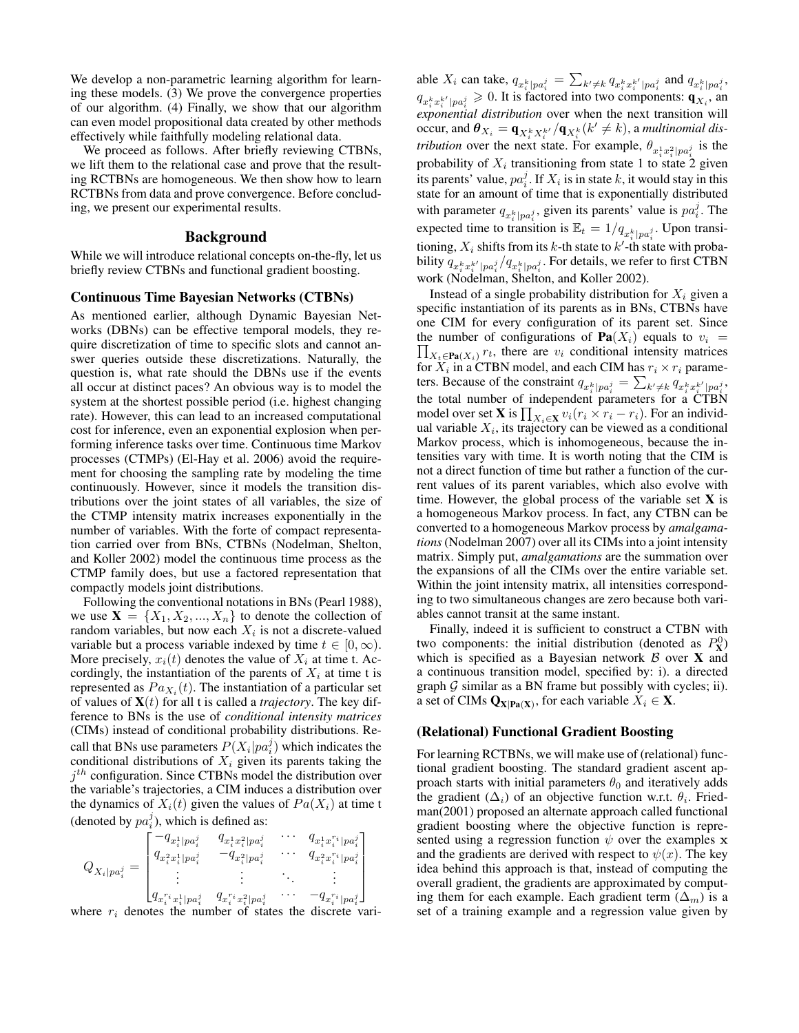We develop a non-parametric learning algorithm for learning these models. (3) We prove the convergence properties of our algorithm. (4) Finally, we show that our algorithm can even model propositional data created by other methods effectively while faithfully modeling relational data.

We proceed as follows. After briefly reviewing CTBNs, we lift them to the relational case and prove that the resulting RCTBNs are homogeneous. We then show how to learn RCTBNs from data and prove convergence. Before concluding, we present our experimental results.

## Background

While we will introduce relational concepts on-the-fly, let us briefly review CTBNs and functional gradient boosting.

### Continuous Time Bayesian Networks (CTBNs)

As mentioned earlier, although Dynamic Bayesian Networks (DBNs) can be effective temporal models, they require discretization of time to specific slots and cannot answer queries outside these discretizations. Naturally, the question is, what rate should the DBNs use if the events all occur at distinct paces? An obvious way is to model the system at the shortest possible period (i.e. highest changing rate). However, this can lead to an increased computational cost for inference, even an exponential explosion when performing inference tasks over time. Continuous time Markov processes (CTMPs) (El-Hay et al. 2006) avoid the requirement for choosing the sampling rate by modeling the time continuously. However, since it models the transition distributions over the joint states of all variables, the size of the CTMP intensity matrix increases exponentially in the number of variables. With the forte of compact representation carried over from BNs, CTBNs (Nodelman, Shelton, and Koller 2002) model the continuous time process as the CTMP family does, but use a factored representation that compactly models joint distributions.

Following the conventional notations in BNs (Pearl 1988), we use $\mathbf{X} = \{X_1, X_2, ..., X_n\}$ to denote the collection of random variables, but now each $X_i$ is not a discrete-valued variable but a process variable indexed by time $t \in [0, \infty)$. More precisely, $x_i(t)$ denotes the value of $X_i$ at time t. Accordingly, the instantiation of the parents of $X_i$ at time t is represented as $Pa_{X_i}(t)$. The instantiation of a particular set of values of $\mathbf{X}(t)$ for all t is called a *trajectory*. The key difference to BNs is the use of *conditional intensity matrices* (CIMs) instead of conditional probability distributions. Recall that BNs use parameters $P(X_i|pa_i^j)$ which indicates the conditional distributions of $X_i$ given its parents taking the $j^{th}$ configuration. Since CTBNs model the distribution over the variable's trajectories, a CIM induces a distribution over the dynamics of $X_i(t)$ given the values of $Pa(X_i)$ at time t (denoted by $pa_i^j$), which is defined as:

$$Q_{X_i|pa_i^j} = \begin{bmatrix} -q_{x_i^1|pa_i^j} & q_{x_i^1 x_i^2|pa_i^j} & \cdots & q_{x_i^1 x_i^{r_i}|pa_i^j} \\ q_{x_i^2 x_i^1|pa_i^j} & -q_{x_i^2|pa_i^j} & \cdots & q_{x_i^2 x_i^{r_i}|pa_i^j} \\ \vdots & \vdots & \ddots & \vdots \\ q_{x_i^{r_i} x_i^1|pa_i^j} & q_{x_i^{r_i} x_i^2|pa_i^j} & \cdots & -q_{x_i^{r_i}|pa_i^j} \end{bmatrix}$$

where $r_i$ denotes the number of states the discrete variable $X_i$ can take, $q_{x_i^k|pa_i^j} = \sum_{k' \neq k} q_{x_i^k x_i^{k'}|pa_i^j}$ and $q_{x_i^k|pa_i^j}$, $q_{x_i^k x_i^{k'}|pa_i^j} \geqslant 0$. It is factored into two components: $\mathbf{q}_{X_i}$, an *exponential distribution* over when the next transition will occur, and $\boldsymbol{\theta}_{X_i} = \mathbf{q}_{X_i^k X_i^{k'}} / \mathbf{q}_{X_i^k} (k' \neq k)$, a *multinomial distribution* over the next state. For example, $\theta_{x_i^1 x_i^2|pa_i^j}$ is the probability of $X_i$ transitioning from state 1 to state 2 given its parents' value, $pa_i^j$. If $X_i$ is in state $k$, it would stay in this state for an amount of time that is exponentially distributed with parameter $q_{x_i^k|pa_i^j}$, given its parents' value is $pa_i^j$. The expected time to transition is $\mathbb{E}_t = 1/q_{x_i^k|pa_i^j}$. Upon transitioning, $X_i$ shifts from its $k$-th state to $k'$-th state with probability $q_{x_i^k x_i^{k'}|pa_i^j}/q_{x_i^k|pa_i^j}$. For details, we refer to first CTBN work (Nodelman, Shelton, and Koller 2002).

Instead of a single probability distribution for $X_i$ given a specific instantiation of its parents as in BNs, CTBNs have one CIM for every configuration of its parent set. Since the number of configurations of $\mathbf{Pa}(X_i)$ equals to $v_i = \prod_{X_t \in \mathbf{Pa}(X_i)} r_t$, there are $v_i$ conditional intensity matrices for $X_i$ in a CTBN model, and each CIM has $r_i \times r_i$ parameters. Because of the constraint $q_{x_i^k|pa_i^j} = \sum_{k' \neq k} q_{x_i^k x_i^{k'}|pa_i^j}$, the total number of independent parameters for a CTBN model over set $\mathbf{X}$ is $\prod_{X_i \in \mathbf{X}} v_i(r_i \times r_i - r_i)$. For an individual variable $X_i$, its trajectory can be viewed as a conditional Markov process, which is inhomogeneous, because the intensities vary with time. It is worth noting that the CIM is not a direct function of time but rather a function of the current values of its parent variables, which also evolve with time. However, the global process of the variable set $\mathbf{X}$ is a homogeneous Markov process. In fact, any CTBN can be converted to a homogeneous Markov process by *amalgamations* (Nodelman 2007) over all its CIMs into a joint intensity matrix. Simply put, *amalgamations* are the summation over the expansions of all the CIMs over the entire variable set. Within the joint intensity matrix, all intensities corresponding to two simultaneous changes are zero because both variables cannot transit at the same instant.

Finally, indeed it is sufficient to construct a CTBN with two components: the initial distribution (denoted as $P_{\mathbf{X}}^0$) which is specified as a Bayesian network $\mathcal{B}$ over $\mathbf{X}$ and a continuous transition model, specified by: i). a directed graph $\mathcal{G}$ similar as a BN frame but possibly with cycles; ii). a set of CIMs $\mathbf{Q}_{\mathbf{X}|\mathbf{Pa(X)}}$, for each variable $X_i \in \mathbf{X}$.

### (Relational) Functional Gradient Boosting

For learning RCTBNs, we will make use of (relational) functional gradient boosting. The standard gradient ascent approach starts with initial parameters $\theta_0$ and iteratively adds the gradient ($\Delta_i$) of an objective function w.r.t. $\theta_i$. Friedman(2001) proposed an alternate approach called functional gradient boosting where the objective function is represented using a regression function $\psi$ over the examples $\mathbf{x}$ and the gradients are derived with respect to $\psi(x)$. The key idea behind this approach is that, instead of computing the overall gradient, the gradients are approximated by computing them for each example. Each gradient term ($\Delta_m$) is a set of a training example and a regression value given by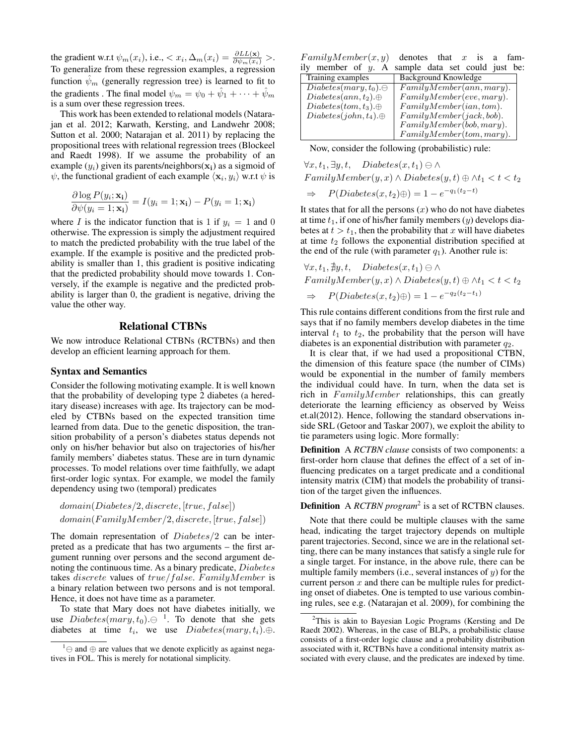the gradient w.r.t $\psi_m(x_i)$, i.e., $< x_i, \Delta_m(x_i) = \frac{\partial LL(\mathbf{x})}{\partial \psi_m(x_i)} >$. To generalize from these regression examples, a regression function $\hat{\psi}_m$ (generally regression tree) is learned to fit to the gradients . The final model $\psi_m = \psi_0 + \hat{\psi}_1 + \cdots + \hat{\psi}_m$ is a sum over these regression trees.

This work has been extended to relational models (Natarajan et al. 2012; Karwath, Kersting, and Landwehr 2008; Sutton et al. 2000; Natarajan et al. 2011) by replacing the propositional trees with relational regression trees (Blockeel and Raedt 1998). If we assume the probability of an example ($y_i$) given its parents/neighbors($\mathbf{x_i}$) as a sigmoid of $\psi$, the functional gradient of each example $\langle \mathbf{x}_i, y_i \rangle$ w.r.t $\psi$ is

$$\frac{\partial \log P(y_i; \mathbf{x_i})}{\partial \psi(y_i = 1; \mathbf{x_i})} = I(y_i = 1; \mathbf{x_i}) - P(y_i = 1; \mathbf{x_i})$$

where $I$ is the indicator function that is 1 if $y_i = 1$ and 0 otherwise. The expression is simply the adjustment required to match the predicted probability with the true label of the example. If the example is positive and the predicted probability is smaller than 1, this gradient is positive indicating that the predicted probability should move towards 1. Conversely, if the example is negative and the predicted probability is larger than 0, the gradient is negative, driving the value the other way.

## Relational CTBNs

We now introduce Relational CTBNs (RCTBNs) and then develop an efficient learning approach for them.

### Syntax and Semantics

Consider the following motivating example. It is well known that the probability of developing type 2 diabetes (a hereditary disease) increases with age. Its trajectory can be modeled by CTBNs based on the expected transition time learned from data. Due to the genetic disposition, the transition probability of a person's diabetes status depends not only on his/her behavior but also on trajectories of his/her family members' diabetes status. These are in turn dynamic processes. To model relations over time faithfully, we adapt first-order logic syntax. For example, we model the family dependency using two (temporal) predicates

$$domain(Diabetes/2, discrete, [true, false])$$
$$domain(FamilyMember/2, discrete, [true, false])$$

The domain representation of $Diabetes/2$ can be interpreted as a predicate that has two arguments – the first argument running over persons and the second argument denoting the continuous time. As a binary predicate, $Diabetes$ takes $discrete$ values of $true/false$. $FamilyMember$ is a binary relation between two persons and is not temporal. Hence, it does not have time as a parameter.

To state that Mary does not have diabetes initially, we use $Diabetes(mary, t_0).\ominus$ [1]. To denote that she gets diabetes at time $t_i$, we use $Diabetes(mary, t_i).\oplus$. $FamilyMember(x, y)$ denotes that $x$ is a family member of $y$. A sample data set could just be:

| Training examples | Background Knowledge |
|---|---|
| $Diabetes(mary, t_0).\ominus$ | $FamilyMember(ann, mary).$ |
| $Diabetes(ann, t_2).\oplus$ | $FamilyMember(eve, mary).$ |
| $Diabetes(tom, t_3).\oplus$ | $FamilyMember(ian, tom).$ |
| $Diabetes(john, t_4).\oplus$ | $FamilyMember(jack, bob).$ |
| | $FamilyMember(bob, mary).$ |
| | $FamilyMember(tom, mary).$ |

Now, consider the following (probabilistic) rule:

$$\forall x, t_1, \exists y, t, \quad Diabetes(x, t_1) \ominus \wedge$$
$$FamilyMember(y, x) \wedge Diabetes(y, t) \oplus \wedge t_1 < t < t_2$$
$$\Rightarrow \quad P(Diabetes(x, t_2)\oplus) = 1 - e^{-q_1(t_2 - t)}$$

It states that for all the persons ($x$) who do not have diabetes at time $t_1$, if one of his/her family members ($y$) develops diabetes at $t > t_1$, then the probability that $x$ will have diabetes at time $t_2$ follows the exponential distribution specified at the end of the rule (with parameter $q_1$). Another rule is:

$$\forall x, t_1, \nexists y, t, \quad Diabetes(x, t_1) \ominus \wedge$$
$$FamilyMember(y, x) \wedge Diabetes(y, t) \oplus \wedge t_1 < t < t_2$$
$$\Rightarrow \quad P(Diabetes(x, t_2)\oplus) = 1 - e^{-q_2(t_2 - t_1)}$$

This rule contains different conditions from the first rule and says that if no family members develop diabetes in the time interval $t_1$ to $t_2$, the probability that the person will have diabetes is an exponential distribution with parameter $q_2$.

It is clear that, if we had used a propositional CTBN, the dimension of this feature space (the number of CIMs) would be exponential in the number of family members the individual could have. In turn, when the data set is rich in $FamilyMember$ relationships, this can greatly deteriorate the learning efficiency as observed by Weiss et.al(2012). Hence, following the standard observations inside SRL (Getoor and Taskar 2007), we exploit the ability to tie parameters using logic. More formally:

**Definition** A *RCTBN clause* consists of two components: a first-order horn clause that defines the effect of a set of influencing predicates on a target predicate and a conditional intensity matrix (CIM) that models the probability of transition of the target given the influences.

**Definition** A *RCTBN program*[2] is a set of RCTBN clauses.

Note that there could be multiple clauses with the same head, indicating the target trajectory depends on multiple parent trajectories. Second, since we are in the relational setting, there can be many instances that satisfy a single rule for a single target. For instance, in the above rule, there can be multiple family members (i.e., several instances of $y$) for the current person $x$ and there can be multiple rules for predicting onset of diabetes. One is tempted to use various combining rules, see e.g. (Natarajan et al. 2009), for combining the

[1] $\ominus$ and $\oplus$ are values that we denote explicitly as against negatives in FOL. This is merely for notational simplicity.

[2] This is akin to Bayesian Logic Programs (Kersting and De Raedt 2002). Whereas, in the case of BLPs, a probabilistic clause consists of a first-order logic clause and a probability distribution associated with it, RCTBNs have a conditional intensity matrix associated with every clause, and the predicates are indexed by time.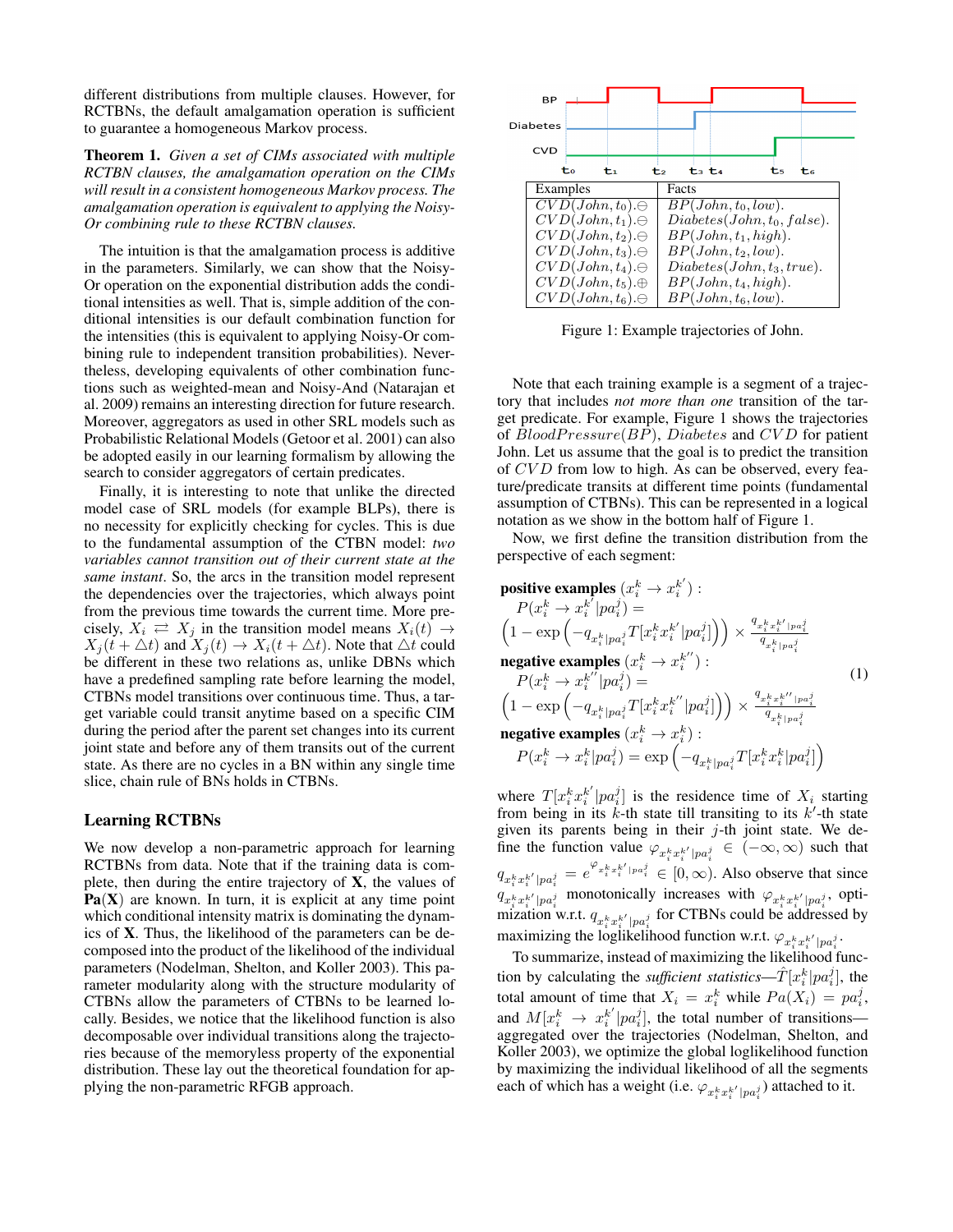different distributions from multiple clauses. However, for RCTBNs, the default amalgamation operation is sufficient to guarantee a homogeneous Markov process.

**Theorem 1.** *Given a set of CIMs associated with multiple RCTBN clauses, the amalgamation operation on the CIMs will result in a consistent homogeneous Markov process. The amalgamation operation is equivalent to applying the Noisy-Or combining rule to these RCTBN clauses.*

The intuition is that the amalgamation process is additive in the parameters. Similarly, we can show that the Noisy-Or operation on the exponential distribution adds the conditional intensities as well. That is, simple addition of the conditional intensities is our default combination function for the intensities (this is equivalent to applying Noisy-Or combining rule to independent transition probabilities). Nevertheless, developing equivalents of other combination functions such as weighted-mean and Noisy-And (Natarajan et al. 2009) remains an interesting direction for future research. Moreover, aggregators as used in other SRL models such as Probabilistic Relational Models (Getoor et al. 2001) can also be adopted easily in our learning formalism by allowing the search to consider aggregators of certain predicates.

Finally, it is interesting to note that unlike the directed model case of SRL models (for example BLPs), there is no necessity for explicitly checking for cycles. This is due to the fundamental assumption of the CTBN model: *two variables cannot transition out of their current state at the same instant*. So, the arcs in the transition model represent the dependencies over the trajectories, which always point from the previous time towards the current time. More precisely, $X_i \rightleftarrows X_j$ in the transition model means $X_i(t) \rightarrow X_j(t + \triangle t)$ and $X_j(t) \rightarrow X_i(t + \triangle t)$. Note that $\triangle t$ could be different in these two relations as, unlike DBNs which have a predefined sampling rate before learning the model, CTBNs model transitions over continuous time. Thus, a target variable could transit anytime based on a specific CIM during the period after the parent set changes into its current joint state and before any of them transits out of the current state. As there are no cycles in a BN within any single time slice, chain rule of BNs holds in CTBNs.

## Learning RCTBNs

We now develop a non-parametric approach for learning RCTBNs from data. Note that if the training data is complete, then during the entire trajectory of $\mathbf{X}$, the values of $\mathbf{Pa}(\mathbf{X})$ are known. In turn, it is explicit at any time point which conditional intensity matrix is dominating the dynamics of $\mathbf{X}$. Thus, the likelihood of the parameters can be decomposed into the product of the likelihood of the individual parameters (Nodelman, Shelton, and Koller 2003). This parameter modularity along with the structure modularity of CTBNs allow the parameters of CTBNs to be learned locally. Besides, we notice that the likelihood function is also decomposable over individual transitions along the trajectories because of the memoryless property of the exponential distribution. These lay out the theoretical foundation for applying the non-parametric RFGB approach.

| Examples | Facts |
|---|---|
| $CVD(John, t_0).\ominus$ | $BP(John, t_0, low)$. |
| $CVD(John, t_1).\ominus$ | $Diabetes(John, t_0, false)$. |
| $CVD(John, t_2).\ominus$ | $BP(John, t_1, high)$. |
| $CVD(John, t_3).\ominus$ | $BP(John, t_2, low)$. |
| $CVD(John, t_4).\ominus$ | $Diabetes(John, t_3, true)$. |
| $CVD(John, t_5).\oplus$ | $BP(John, t_4, high)$. |
| $CVD(John, t_6).\ominus$ | $BP(John, t_6, low)$. |

Figure 1: Example trajectories of John.

Note that each training example is a segment of a trajectory that includes *not more than one* transition of the target predicate. For example, Figure 1 shows the trajectories of $BloodPressure(BP)$, $Diabetes$ and $CVD$ for patient John. Let us assume that the goal is to predict the transition of $CVD$ from low to high. As can be observed, every feature/predicate transits at different time points (fundamental assumption of CTBNs). This can be represented in a logical notation as we show in the bottom half of Figure 1.

Now, we first define the transition distribution from the perspective of each segment:

$$
\begin{aligned}
&\textbf{positive examples } (x_i^k \rightarrow x_i^{k'}): \\
&\quad P(x_i^k \rightarrow x_i^{k'} | pa_i^j) = \\
&\left(1 - \exp\left(-q_{x_i^k|pa_i^j} T[x_i^k x_i^{k'} | pa_i^j]\right)\right) \times \frac{q_{x_i^k x_i^{k'}|pa_i^j}}{q_{x_i^k|pa_i^j}} \\
&\textbf{negative examples } (x_i^k \rightarrow x_i^{k''}): \\
&\quad P(x_i^k \rightarrow x_i^{k''} | pa_i^j) = \\
&\left(1 - \exp\left(-q_{x_i^k|pa_i^j} T[x_i^k x_i^{k''} | pa_i^j]\right)\right) \times \frac{q_{x_i^k x_i^{k''}|pa_i^j}}{q_{x_i^k|pa_i^j}} \\
&\textbf{negative examples } (x_i^k \rightarrow x_i^k): \\
&\quad P(x_i^k \rightarrow x_i^k | pa_i^j) = \exp\left(-q_{x_i^k|pa_i^j} T[x_i^k x_i^k | pa_i^j]\right)
\end{aligned}
\tag{1}
$$

where $T[x_i^k x_i^{k'} | pa_i^j]$ is the residence time of $X_i$ starting from being in its $k$-th state till transiting to its $k'$-th state given its parents being in their $j$-th joint state. We define the function value $\varphi_{x_i^k x_i^{k'}|pa_i^j} \in (-\infty, \infty)$ such that $q_{x_i^k x_i^{k'}|pa_i^j} = e^{\varphi_{x_i^k x_i^{k'}|pa_i^j}} \in [0, \infty)$. Also observe that since $q_{x_i^k x_i^{k'}|pa_i^j}$ monotonically increases with $\varphi_{x_i^k x_i^{k'}|pa_i^j}$, optimization w.r.t. $q_{x_i^k x_i^{k'}|pa_i^j}$ for CTBNs could be addressed by maximizing the loglikelihood function w.r.t. $\varphi_{x_i^k x_i^{k'}|pa_i^j}$.

To summarize, instead of maximizing the likelihood function by calculating the *sufficient statistics*—$\hat{T}[x_i^k | pa_i^j]$, the total amount of time that $X_i = x_i^k$ while $Pa(X_i) = pa_i^j$, and $M[x_i^k \rightarrow x_i^{k'} | pa_i^j]$, the total number of transitions—aggregated over the trajectories (Nodelman, Shelton, and Koller 2003), we optimize the global loglikelihood function by maximizing the individual likelihood of all the segments each of which has a weight (i.e. $\varphi_{x_i^k x_i^{k'}|pa_i^j}$) attached to it.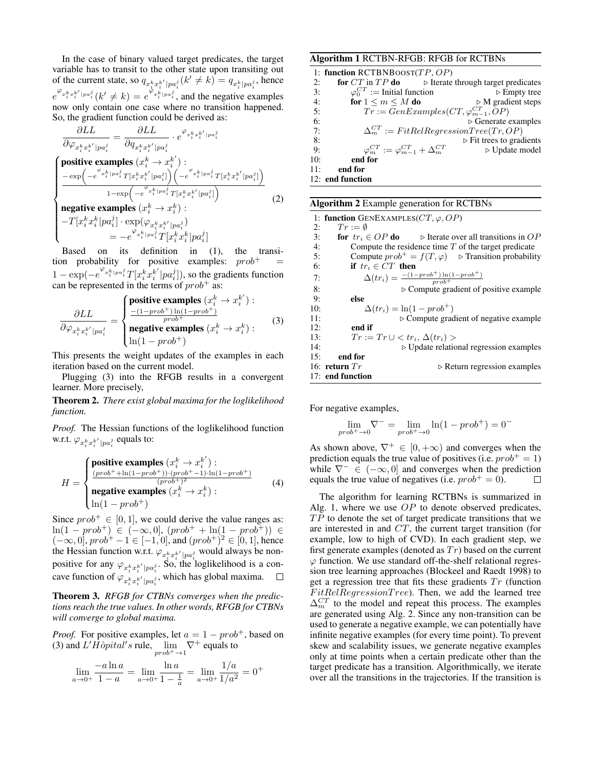In the case of binary valued target predicates, the target variable has to transit to the other state upon transiting out of the current state, so $q_{x_i^k x_i^{k'}|pa_i^j}(k' \neq k) = q_{x_i^k|pa_i^j}$, hence $e^{\varphi_{x_i^k x_i^{k'}|pa_i^j}}(k' \neq k) = e^{\varphi_{x_i^k|pa_i^j}}$, and the negative examples now only contain one case where no transition happened. So, the gradient function could be derived as:

$$
\frac{\partial LL}{\partial \varphi_{x_i^k x_i^{k'}|pa_i^j}} = \frac{\partial LL}{\partial q_{x_i^k x_i^{k'}|pa_i^j}} \cdot e^{\varphi_{x_i^k x_i^{k'}|pa_i^j}}
$$

$$
\begin{cases}
\textbf{positive examples } (x_i^k \to x_i^{k'}): \\
\frac{-\exp\left(-e^{\varphi_{x_i^k|pa_i^j}} T[x_i^k x_i^{k'}|pa_i^j]\right)\left(-e^{\varphi_{x_i^k|pa_i^j}} T[x_i^k x_i^{k'}|pa_i^j]\right)}{1-\exp\left(-e^{\varphi_{x_i^k|pa_i^j}} T[x_i^k x_i^{k'}|pa_i^j]\right)} \\
\textbf{negative examples } (x_i^k \to x_i^k): \\
-T[x_i^k x_i^k|pa_i^j] \cdot \exp(\varphi_{x_i^k x_i^{k'}|pa_i^j}) \\
\quad = -e^{\varphi_{x_i^k|pa_i^j}} T[x_i^k x_i^k|pa_i^j]
\end{cases}
\tag{2}
$$

Based on its definition in (1), the transition probability for positive examples: $prob^+ = 1 - \exp(-e^{\varphi_{x_i^k|pa_i^j}} T[x_i^k x_i^{k'}|pa_i^j])$, so the gradients function can be represented in the terms of $prob^+$ as:

$$
\frac{\partial LL}{\partial \varphi_{x_i^k x_i^{k'}|pa_i^j}} =
\begin{cases}
\textbf{positive examples } (x_i^k \to x_i^{k'}): \\
\frac{-(1-prob^+)\ln(1-prob^+)}{prob^+} \\
\textbf{negative examples } (x_i^k \to x_i^k): \\
\ln(1 - prob^+)
\end{cases}
\tag{3}
$$

This presents the weight updates of the examples in each iteration based on the current model.

Plugging (3) into the RFGB results in a convergent learner. More precisely,

**Theorem 2.** *There exist global maxima for the loglikelihood function.*

*Proof.* The Hessian functions of the loglikelihood function w.r.t. $\varphi_{x_i^k x_i^{k'}|pa_i^j}$ equals to:

$$
H =
\begin{cases}
\textbf{positive examples } (x_i^k \to x_i^{k'}): \\
\frac{(prob^+ + \ln(1-prob^+))\cdot(prob^+ - 1)\cdot\ln(1-prob^+)}{(prob^+)^2} \\
\textbf{negative examples } (x_i^k \to x_i^k): \\
\ln(1 - prob^+)
\end{cases}
\tag{4}
$$

Since $prob^+ \in [0, 1]$, we could derive the value ranges as: $\ln(1 - prob^+) \in (-\infty, 0]$, $(prob^+ + \ln(1 - prob^+)) \in (-\infty, 0]$, $prob^+ - 1 \in [-1, 0]$, and $(prob^+)^2 \in [0, 1]$, hence the Hessian function w.r.t. $\varphi_{x_i^k x_i^{k'}|pa_i^j}$ would always be non-positive for any $\varphi_{x_i^k x_i^{k'}|pa_i^j}$. So, the loglikelihood is a concave function of $\varphi_{x_i^k x_i^{k'}|pa_i^j}$, which has global maxima. □

**Theorem 3.** *RFGB for CTBNs converges when the predictions reach the true values. In other words, RFGB for CTBNs will converge to global maxima.*

*Proof.* For positive examples, let $a = 1 - prob^+$, based on (3) and $L'H\hat{o}pital's$ rule, $\lim_{prob^+ \to 1} \nabla^+$ equals to

$$
\lim_{a \to 0^+} \frac{-a \ln a}{1 - a} = \lim_{a \to 0^+} \frac{\ln a}{1 - \frac{1}{a}} = \lim_{a \to 0^+} \frac{1/a}{1/a^2} = 0^+
$$

For negative examples,

$$
\lim_{prob^+ \to 0} \nabla^- = \lim_{prob^+ \to 0} \ln(1 - prob^+) = 0^-
$$

As shown above, $\nabla^+ \in [0, +\infty)$ and converges when the prediction equals the true value of positives (i.e. $prob^+ = 1$) while $\nabla^- \in (-\infty, 0]$ and converges when the prediction equals the true value of negatives (i.e. $prob^+ = 0$). □

**Algorithm 1** RCTBN-RFGB: RFGB for RCTBNs

```
1: function RCTBNBOOST(TP, OP)
2:   for CT in TP do                      ▷ Iterate through target predicates
3:     φ_0^CT := Initial function          ▷ Empty tree
4:     for 1 ≤ m ≤ M do                    ▷ M gradient steps
5:       Tr := GenExamples(CT, φ_{m-1}^CT, OP)
6:                                         ▷ Generate examples
7:       Δ_m^CT := FitRelRegressionTree(Tr, OP)
8:                                         ▷ Fit trees to gradients
9:       φ_m^CT := φ_{m-1}^CT + Δ_m^CT     ▷ Update model
10:    end for
11:  end for
12: end function
```

**Algorithm 2** Example generation for RCTBNs

```
1: function GENEXAMPLES(CT, φ, OP)
2:   Tr := ∅
3:   for tr_i ∈ OP do          ▷ Iterate over all transitions in OP
4:     Compute the residence time T of the target predicate
5:     Compute prob+ = f(T, φ)   ▷ Transition probability
6:     if tr_i ∈ CT then
7:       Δ(tr_i) = -(1-prob+) ln(1-prob+) / prob+
8:                      ▷ Compute gradient of positive example
9:     else
10:      Δ(tr_i) = ln(1 - prob+)
11:                     ▷ Compute gradient of negative example
12:    end if
13:    Tr := Tr ∪ < tr_i, Δ(tr_i) >
14:                     ▷ Update relational regression examples
15:  end for
16: return Tr                    ▷ Return regression examples
17: end function
```

The algorithm for learning RCTBNs is summarized in Alg. 1, where we use $OP$ to denote observed predicates, $TP$ to denote the set of target predicate transitions that we are interested in and $CT$, the current target transition (for example, low to high of CVD). In each gradient step, we first generate examples (denoted as $Tr$) based on the current $\varphi$ function. We use standard off-the-shelf relational regression tree learning approaches (Blockeel and Raedt 1998) to get a regression tree that fits these gradients $Tr$ (function $FitRelRegressionTree$). Then, we add the learned tree $\Delta_m^{CT}$ to the model and repeat this process. The examples are generated using Alg. 2. Since any non-transition can be used to generate a negative example, we can potentially have infinite negative examples (for every time point). To prevent skew and scalability issues, we generate negative examples only at time points when a certain predicate other than the target predicate has a transition. Algorithmically, we iterate over all the transitions in the trajectories. If the transition is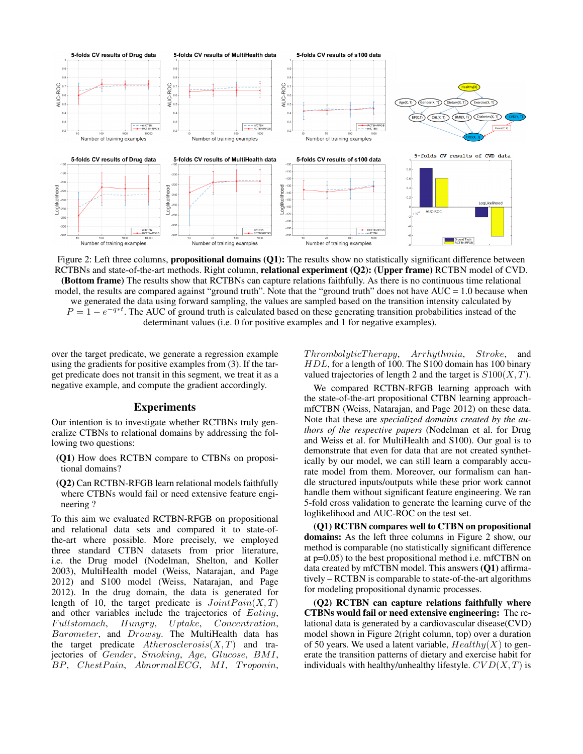Figure 2: Left three columns, **propositional domains (Q1):** The results show no statistically significant difference between RCTBNs and state-of-the-art methods. Right column, **relational experiment (Q2): (Upper frame)** RCTBN model of CVD. **(Bottom frame)** The results show that RCTBNs can capture relations faithfully. As there is no continuous time relational model, the results are compared against "ground truth". Note that the "ground truth" does not have AUC = 1.0 because when we generated the data using forward sampling, the values are sampled based on the transition intensity calculated by $P = 1 - e^{-q*t}$. The AUC of ground truth is calculated based on these generating transition probabilities instead of the determinant values (i.e. 0 for positive examples and 1 for negative examples).

over the target predicate, we generate a regression example using the gradients for positive examples from (3). If the target predicate does not transit in this segment, we treat it as a negative example, and compute the gradient accordingly.

## Experiments

Our intention is to investigate whether RCTBNs truly generalize CTBNs to relational domains by addressing the following two questions:

- **(Q1)** How does RCTBN compare to CTBNs on propositional domains?
- **(Q2)** Can RCTBN-RFGB learn relational models faithfully where CTBNs would fail or need extensive feature engineering ?

To this aim we evaluated RCTBN-RFGB on propositional and relational data sets and compared it to state-of-the-art where possible. More precisely, we employed three standard CTBN datasets from prior literature, i.e. the Drug model (Nodelman, Shelton, and Koller 2003), MultiHealth model (Weiss, Natarajan, and Page 2012) and S100 model (Weiss, Natarajan, and Page 2012). In the drug domain, the data is generated for length of 10, the target predicate is $JointPain(X,T)$ and other variables include the trajectories of $Eating$, $Fullstomach$, $Hungry$, $Uptake$, $Concentration$, $Barometer$, and $Drowsy$. The MultiHealth data has the target predicate $Atherosclerosis(X,T)$ and trajectories of $Gender$, $Smoking$, $Age$, $Glucose$, $BMI$, $BP$, $ChestPain$, $AbnormalECG$, $MI$, $Troponin$, $ThrombolyticTherapy$, $Arrhythmia$, $Stroke$, and $HDL$, for a length of 100. The S100 domain has 100 binary valued trajectories of length 2 and the target is $S100(X,T)$.

We compared RCTBN-RFGB learning approach with the state-of-the-art propositional CTBN learning approach-mfCTBN (Weiss, Natarajan, and Page 2012) on these data. Note that these are *specialized domains created by the authors of the respective papers* (Nodelman et al. for Drug and Weiss et al. for MultiHealth and S100). Our goal is to demonstrate that even for data that are not created synthetically by our model, we can still learn a comparably accurate model from them. Moreover, our formalism can handle structured inputs/outputs while these prior work cannot handle them without significant feature engineering. We ran 5-fold cross validation to generate the learning curve of the loglikelihood and AUC-ROC on the test set.

**(Q1) RCTBN compares well to CTBN on propositional domains:** As the left three columns in Figure 2 show, our method is comparable (no statistically significant difference at p=0.05) to the best propositional method i.e. mfCTBN on data created by mfCTBN model. This answers **(Q1)** affirmatively – RCTBN is comparable to state-of-the-art algorithms for modeling propositional dynamic processes.

**(Q2) RCTBN can capture relations faithfully where CTBNs would fail or need extensive engineering:** The relational data is generated by a cardiovascular disease(CVD) model shown in Figure 2(right column, top) over a duration of 50 years. We used a latent variable, $Healthy(X)$ to generate the transition patterns of dietary and exercise habit for individuals with healthy/unhealthy lifestyle. $CVD(X,T)$ is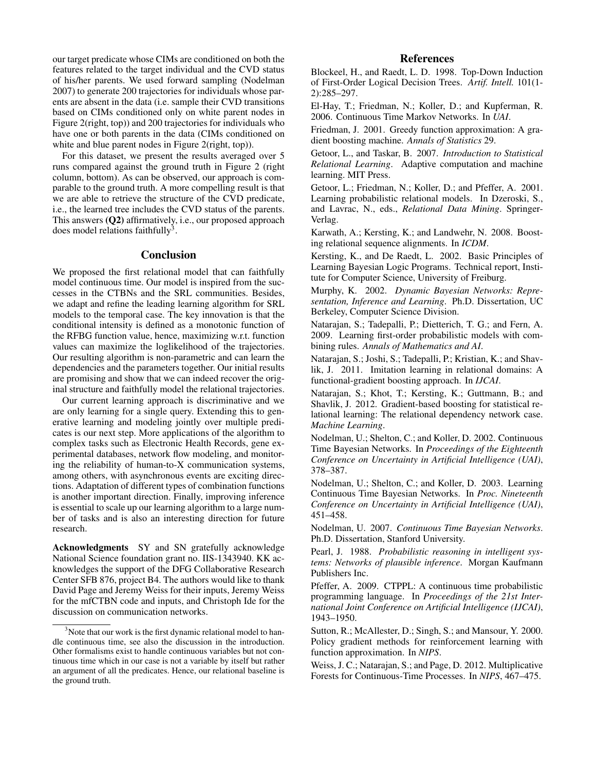our target predicate whose CIMs are conditioned on both the features related to the target individual and the CVD status of his/her parents. We used forward sampling (Nodelman 2007) to generate 200 trajectories for individuals whose parents are absent in the data (i.e. sample their CVD transitions based on CIMs conditioned only on white parent nodes in Figure 2(right, top)) and 200 trajectories for individuals who have one or both parents in the data (CIMs conditioned on white and blue parent nodes in Figure 2(right, top)).

For this dataset, we present the results averaged over 5 runs compared against the ground truth in Figure 2 (right column, bottom). As can be observed, our approach is comparable to the ground truth. A more compelling result is that we are able to retrieve the structure of the CVD predicate, i.e., the learned tree includes the CVD status of the parents. This answers **(Q2)** affirmatively, i.e., our proposed approach does model relations faithfully[3].

## Conclusion

We proposed the first relational model that can faithfully model continuous time. Our model is inspired from the successes in the CTBNs and the SRL communities. Besides, we adapt and refine the leading learning algorithm for SRL models to the temporal case. The key innovation is that the conditional intensity is defined as a monotonic function of the RFBG function value, hence, maximizing w.r.t. function values can maximize the loglikelihood of the trajectories. Our resulting algorithm is non-parametric and can learn the dependencies and the parameters together. Our initial results are promising and show that we can indeed recover the original structure and faithfully model the relational trajectories.

Our current learning approach is discriminative and we are only learning for a single query. Extending this to generative learning and modeling jointly over multiple predicates is our next step. More applications of the algorithm to complex tasks such as Electronic Health Records, gene experimental databases, network flow modeling, and monitoring the reliability of human-to-X communication systems, among others, with asynchronous events are exciting directions. Adaptation of different types of combination functions is another important direction. Finally, improving inference is essential to scale up our learning algorithm to a large number of tasks and is also an interesting direction for future research.

**Acknowledgments** SY and SN gratefully acknowledge National Science foundation grant no. IIS-1343940. KK acknowledges the support of the DFG Collaborative Research Center SFB 876, project B4. The authors would like to thank David Page and Jeremy Weiss for their inputs, Jeremy Weiss for the mfCTBN code and inputs, and Christoph Ide for the discussion on communication networks.

[3] Note that our work is the first dynamic relational model to handle continuous time, see also the discussion in the introduction. Other formalisms exist to handle continuous variables but not continuous time which in our case is not a variable by itself but rather an argument of all the predicates. Hence, our relational baseline is the ground truth.

## References

Blockeel, H., and Raedt, L. D. 1998. Top-Down Induction of First-Order Logical Decision Trees. *Artif. Intell.* 101(1-2):285–297.

El-Hay, T.; Friedman, N.; Koller, D.; and Kupferman, R. 2006. Continuous Time Markov Networks. In *UAI*.

Friedman, J. 2001. Greedy function approximation: A gradient boosting machine. *Annals of Statistics* 29.

Getoor, L., and Taskar, B. 2007. *Introduction to Statistical Relational Learning*. Adaptive computation and machine learning. MIT Press.

Getoor, L.; Friedman, N.; Koller, D.; and Pfeffer, A. 2001. Learning probabilistic relational models. In Dzeroski, S., and Lavrac, N., eds., *Relational Data Mining*. Springer-Verlag.

Karwath, A.; Kersting, K.; and Landwehr, N. 2008. Boosting relational sequence alignments. In *ICDM*.

Kersting, K., and De Raedt, L. 2002. Basic Principles of Learning Bayesian Logic Programs. Technical report, Institute for Computer Science, University of Freiburg.

Murphy, K. 2002. *Dynamic Bayesian Networks: Representation, Inference and Learning*. Ph.D. Dissertation, UC Berkeley, Computer Science Division.

Natarajan, S.; Tadepalli, P.; Dietterich, T. G.; and Fern, A. 2009. Learning first-order probabilistic models with combining rules. *Annals of Mathematics and AI*.

Natarajan, S.; Joshi, S.; Tadepalli, P.; Kristian, K.; and Shavlik, J. 2011. Imitation learning in relational domains: A functional-gradient boosting approach. In *IJCAI*.

Natarajan, S.; Khot, T.; Kersting, K.; Guttmann, B.; and Shavlik, J. 2012. Gradient-based boosting for statistical relational learning: The relational dependency network case. *Machine Learning*.

Nodelman, U.; Shelton, C.; and Koller, D. 2002. Continuous Time Bayesian Networks. In *Proceedings of the Eighteenth Conference on Uncertainty in Artificial Intelligence (UAI)*, 378–387.

Nodelman, U.; Shelton, C.; and Koller, D. 2003. Learning Continuous Time Bayesian Networks. In *Proc. Nineteenth Conference on Uncertainty in Artificial Intelligence (UAI)*, 451–458.

Nodelman, U. 2007. *Continuous Time Bayesian Networks*. Ph.D. Dissertation, Stanford University.

Pearl, J. 1988. *Probabilistic reasoning in intelligent systems: Networks of plausible inference*. Morgan Kaufmann Publishers Inc.

Pfeffer, A. 2009. CTPPL: A continuous time probabilistic programming language. In *Proceedings of the 21st International Joint Conference on Artificial Intelligence (IJCAI)*, 1943–1950.

Sutton, R.; McAllester, D.; Singh, S.; and Mansour, Y. 2000. Policy gradient methods for reinforcement learning with function approximation. In *NIPS*.

Weiss, J. C.; Natarajan, S.; and Page, D. 2012. Multiplicative Forests for Continuous-Time Processes. In *NIPS*, 467–475.